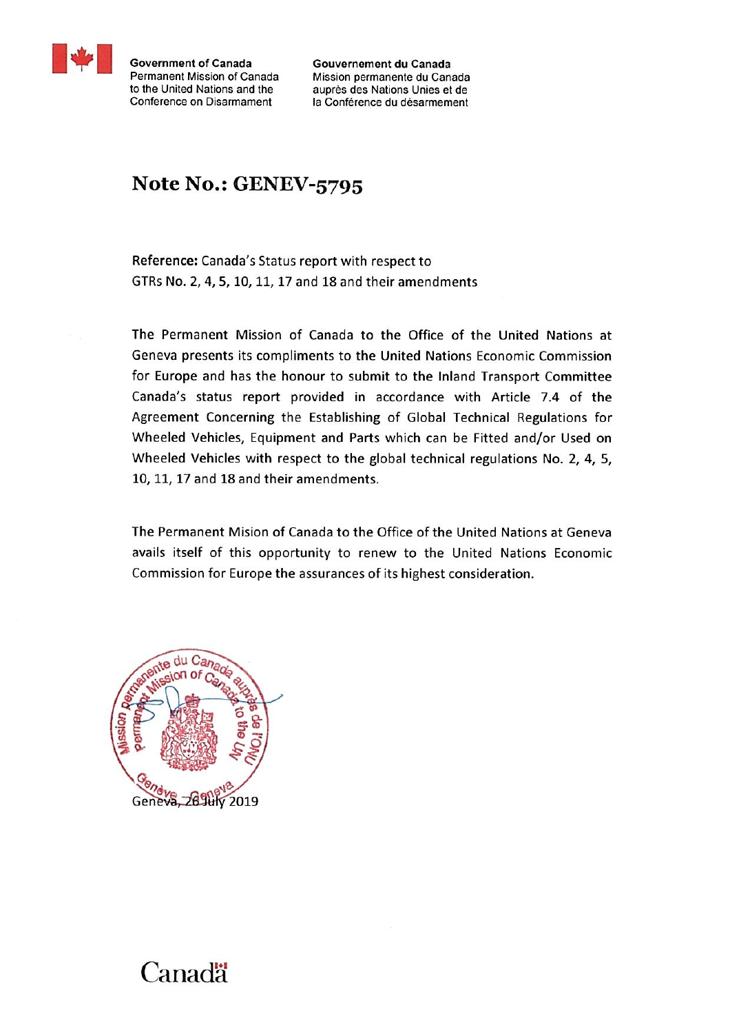Government of Canada
Permanent Mission of Canada to the United Nations and the Conference on Disarmament

Gouvernement du Canada
Mission permanente du Canada auprès des Nations Unies et de la Conférence du désarmement

# Note No.: GENEV-5795

**Reference:** Canada's Status report with respect to GTRs No. 2, 4, 5, 10, 11, 17 and 18 and their amendments

The Permanent Mission of Canada to the Office of the United Nations at Geneva presents its compliments to the United Nations Economic Commission for Europe and has the honour to submit to the Inland Transport Committee Canada's status report provided in accordance with Article 7.4 of the Agreement Concerning the Establishing of Global Technical Regulations for Wheeled Vehicles, Equipment and Parts which can be Fitted and/or Used on Wheeled Vehicles with respect to the global technical regulations No. 2, 4, 5, 10, 11, 17 and 18 and their amendments.

The Permanent Mision of Canada to the Office of the United Nations at Geneva avails itself of this opportunity to renew to the United Nations Economic Commission for Europe the assurances of its highest consideration.

Mission permanente du Canada auprès de l'ONU
Permanent Mission of Canada to the UN
Genève Geneva

Geneva, 26 July 2019

Canada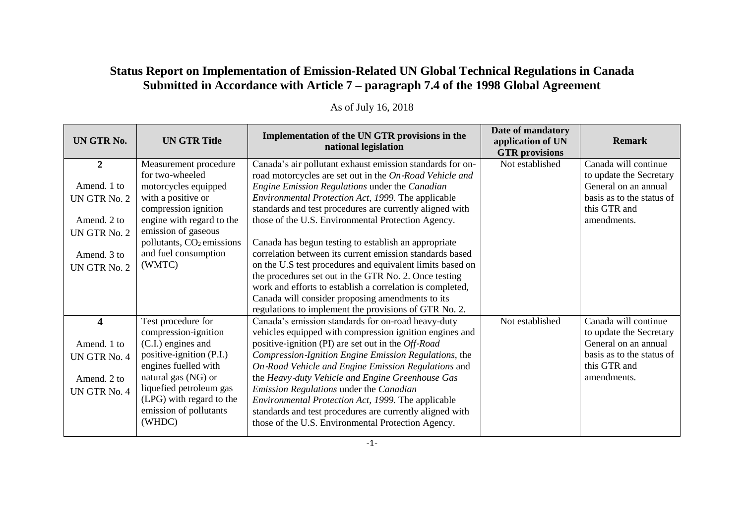# Status Report on Implementation of Emission-Related UN Global Technical Regulations in Canada Submitted in Accordance with Article 7 – paragraph 7.4 of the 1998 Global Agreement

As of July 16, 2018

| UN GTR No. | UN GTR Title | Implementation of the UN GTR provisions in the national legislation | Date of mandatory application of UN GTR provisions | Remark |
|---|---|---|---|---|
| **2**<br><br>Amend. 1 to UN GTR No. 2<br><br>Amend. 2 to UN GTR No. 2<br><br>Amend. 3 to UN GTR No. 2 | Measurement procedure for two-wheeled motorcycles equipped with a positive or compression ignition engine with regard to the emission of gaseous pollutants, $CO_2$ emissions and fuel consumption (WMTC) | Canada's air pollutant exhaust emission standards for on-road motorcycles are set out in the *On-Road Vehicle and Engine Emission Regulations* under the *Canadian Environmental Protection Act, 1999.* The applicable standards and test procedures are currently aligned with those of the U.S. Environmental Protection Agency.<br><br>Canada has begun testing to establish an appropriate correlation between its current emission standards based on the U.S test procedures and equivalent limits based on the procedures set out in the GTR No. 2. Once testing work and efforts to establish a correlation is completed, Canada will consider proposing amendments to its regulations to implement the provisions of GTR No. 2. | Not established | Canada will continue to update the Secretary General on an annual basis as to the status of this GTR and amendments. |
| **4**<br><br>Amend. 1 to UN GTR No. 4<br><br>Amend. 2 to UN GTR No. 4 | Test procedure for compression-ignition (C.I.) engines and positive-ignition (P.I.) engines fuelled with natural gas (NG) or liquefied petroleum gas (LPG) with regard to the emission of pollutants (WHDC) | Canada's emission standards for on-road heavy-duty vehicles equipped with compression ignition engines and positive-ignition (PI) are set out in the *Off-Road Compression-Ignition Engine Emission Regulations*, the *On-Road Vehicle and Engine Emission Regulations* and the *Heavy-duty Vehicle and Engine Greenhouse Gas Emission Regulations* under the *Canadian Environmental Protection Act, 1999.* The applicable standards and test procedures are currently aligned with those of the U.S. Environmental Protection Agency. | Not established | Canada will continue to update the Secretary General on an annual basis as to the status of this GTR and amendments. |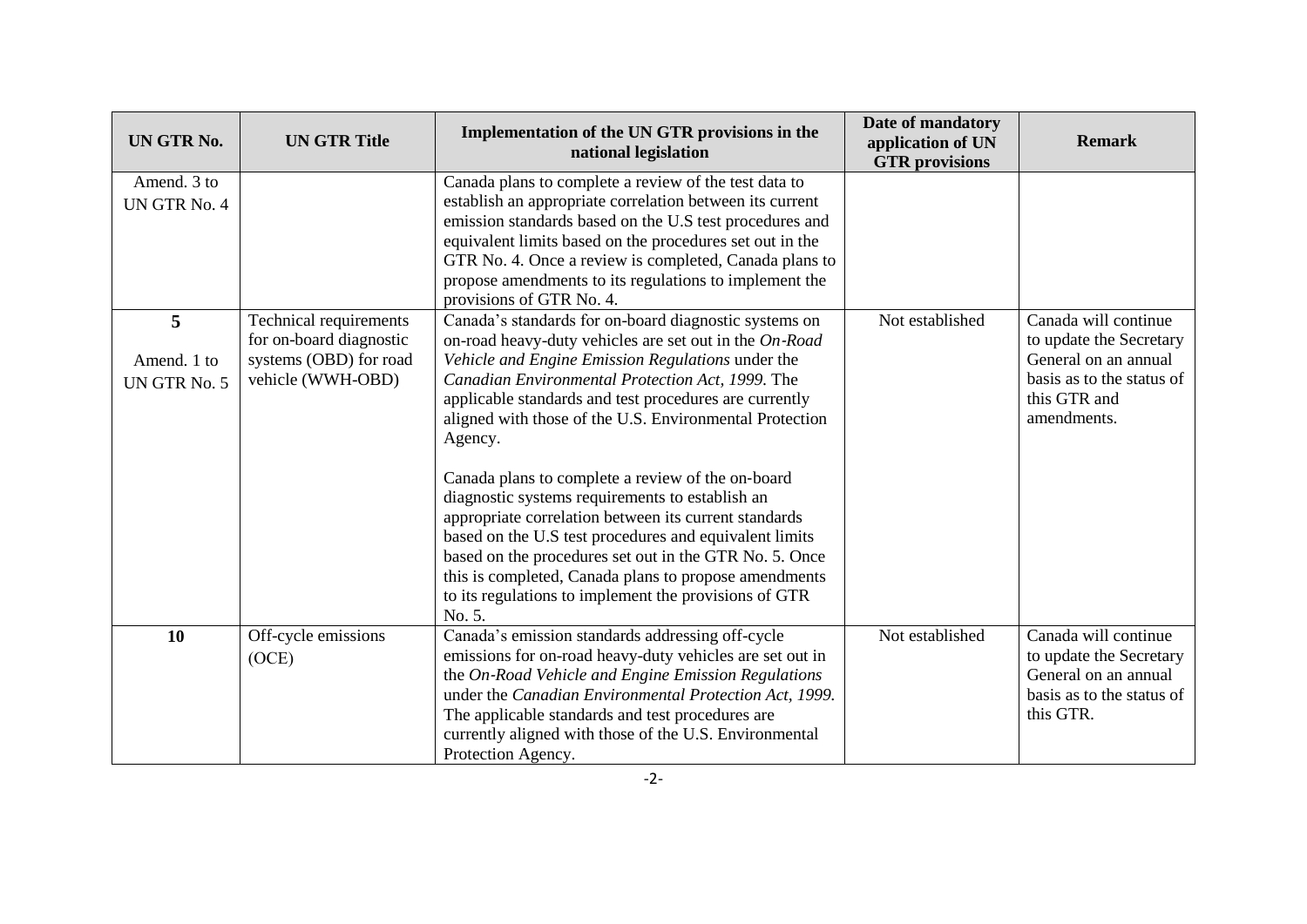| UN GTR No. | UN GTR Title | Implementation of the UN GTR provisions in the national legislation | Date of mandatory application of UN GTR provisions | Remark |
|---|---|---|---|---|
| Amend. 3 to UN GTR No. 4 | | Canada plans to complete a review of the test data to establish an appropriate correlation between its current emission standards based on the U.S test procedures and equivalent limits based on the procedures set out in the GTR No. 4. Once a review is completed, Canada plans to propose amendments to its regulations to implement the provisions of GTR No. 4. | | |
| **5**<br><br>Amend. 1 to UN GTR No. 5 | Technical requirements for on-board diagnostic systems (OBD) for road vehicle (WWH-OBD) | Canada's standards for on-board diagnostic systems on on-road heavy-duty vehicles are set out in the *On-Road Vehicle and Engine Emission Regulations* under the *Canadian Environmental Protection Act, 1999*. The applicable standards and test procedures are currently aligned with those of the U.S. Environmental Protection Agency.<br><br>Canada plans to complete a review of the on-board diagnostic systems requirements to establish an appropriate correlation between its current standards based on the U.S test procedures and equivalent limits based on the procedures set out in the GTR No. 5. Once this is completed, Canada plans to propose amendments to its regulations to implement the provisions of GTR No. 5. | Not established | Canada will continue to update the Secretary General on an annual basis as to the status of this GTR and amendments. |
| **10** | Off-cycle emissions (OCE) | Canada's emission standards addressing off-cycle emissions for on-road heavy-duty vehicles are set out in the *On-Road Vehicle and Engine Emission Regulations* under the *Canadian Environmental Protection Act, 1999.* The applicable standards and test procedures are currently aligned with those of the U.S. Environmental Protection Agency. | Not established | Canada will continue to update the Secretary General on an annual basis as to the status of this GTR. |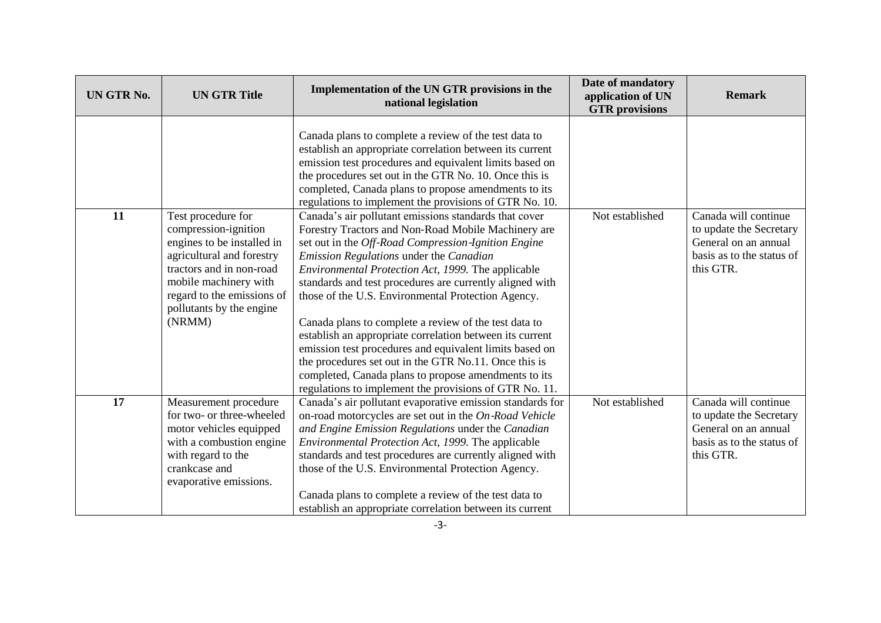| UN GTR No. | UN GTR Title | Implementation of the UN GTR provisions in the national legislation | Date of mandatory application of UN GTR provisions | Remark |
|---|---|---|---|---|
| | | Canada plans to complete a review of the test data to establish an appropriate correlation between its current emission test procedures and equivalent limits based on the procedures set out in the GTR No. 10. Once this is completed, Canada plans to propose amendments to its regulations to implement the provisions of GTR No. 10. | | |
| **11** | Test procedure for compression-ignition engines to be installed in agricultural and forestry tractors and in non-road mobile machinery with regard to the emissions of pollutants by the engine (NRMM) | Canada's air pollutant emissions standards that cover Forestry Tractors and Non-Road Mobile Machinery are set out in the *Off-Road Compression-Ignition Engine Emission Regulations* under the *Canadian Environmental Protection Act, 1999.* The applicable standards and test procedures are currently aligned with those of the U.S. Environmental Protection Agency.<br><br>Canada plans to complete a review of the test data to establish an appropriate correlation between its current emission test procedures and equivalent limits based on the procedures set out in the GTR No.11. Once this is completed, Canada plans to propose amendments to its regulations to implement the provisions of GTR No. 11. | Not established | Canada will continue to update the Secretary General on an annual basis as to the status of this GTR. |
| **17** | Measurement procedure for two- or three-wheeled motor vehicles equipped with a combustion engine with regard to the crankcase and evaporative emissions. | Canada's air pollutant evaporative emission standards for on-road motorcycles are set out in the *On-Road Vehicle and Engine Emission Regulations* under the *Canadian Environmental Protection Act, 1999.* The applicable standards and test procedures are currently aligned with those of the U.S. Environmental Protection Agency.<br><br>Canada plans to complete a review of the test data to establish an appropriate correlation between its current | Not established | Canada will continue to update the Secretary General on an annual basis as to the status of this GTR. |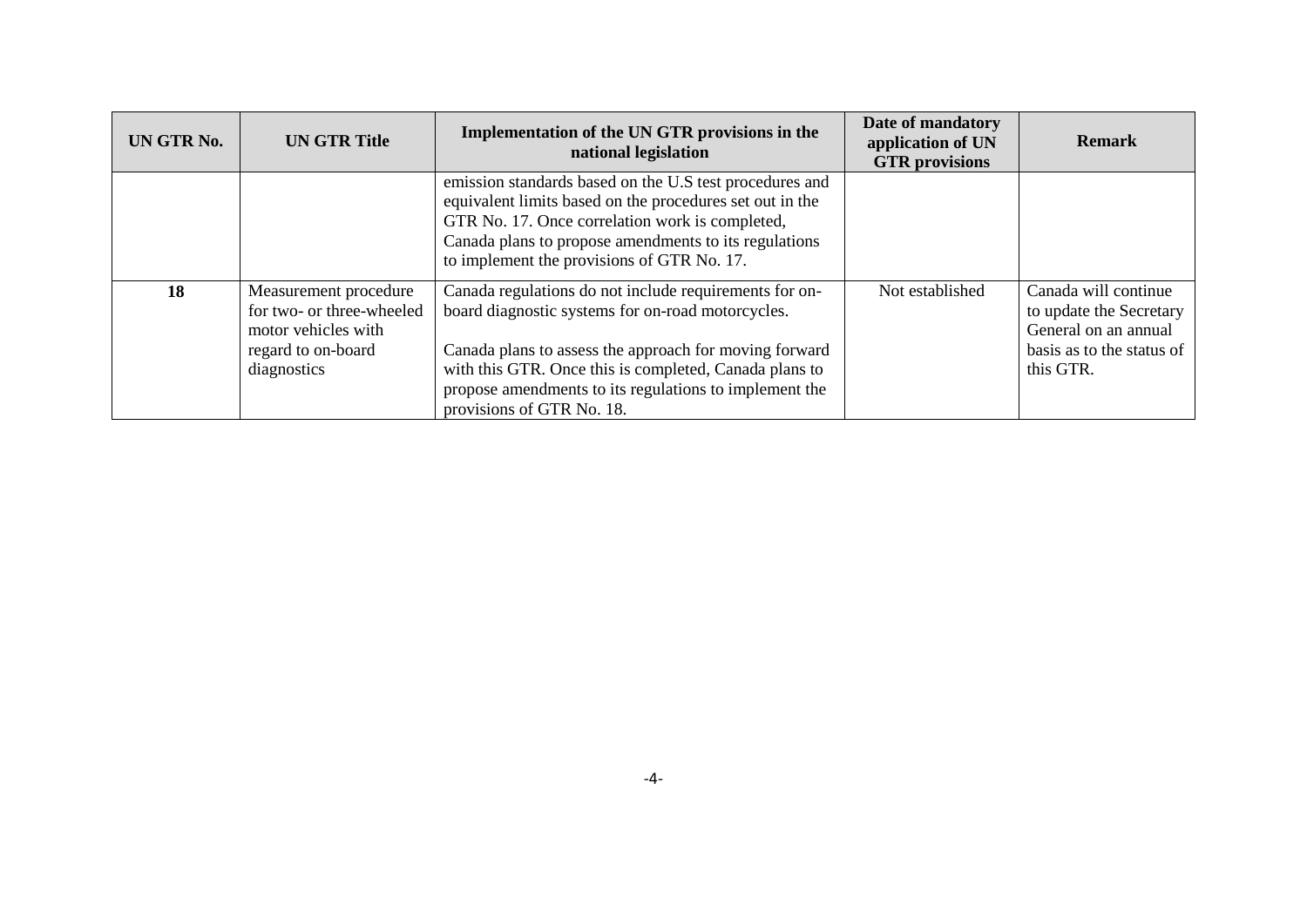| UN GTR No. | UN GTR Title | Implementation of the UN GTR provisions in the national legislation | Date of mandatory application of UN GTR provisions | Remark |
| --- | --- | --- | --- | --- |
| | | emission standards based on the U.S test procedures and equivalent limits based on the procedures set out in the GTR No. 17. Once correlation work is completed, Canada plans to propose amendments to its regulations to implement the provisions of GTR No. 17. | | |
| **18** | Measurement procedure for two- or three-wheeled motor vehicles with regard to on-board diagnostics | Canada regulations do not include requirements for on-board diagnostic systems for on-road motorcycles.<br><br>Canada plans to assess the approach for moving forward with this GTR. Once this is completed, Canada plans to propose amendments to its regulations to implement the provisions of GTR No. 18. | Not established | Canada will continue to update the Secretary General on an annual basis as to the status of this GTR. |